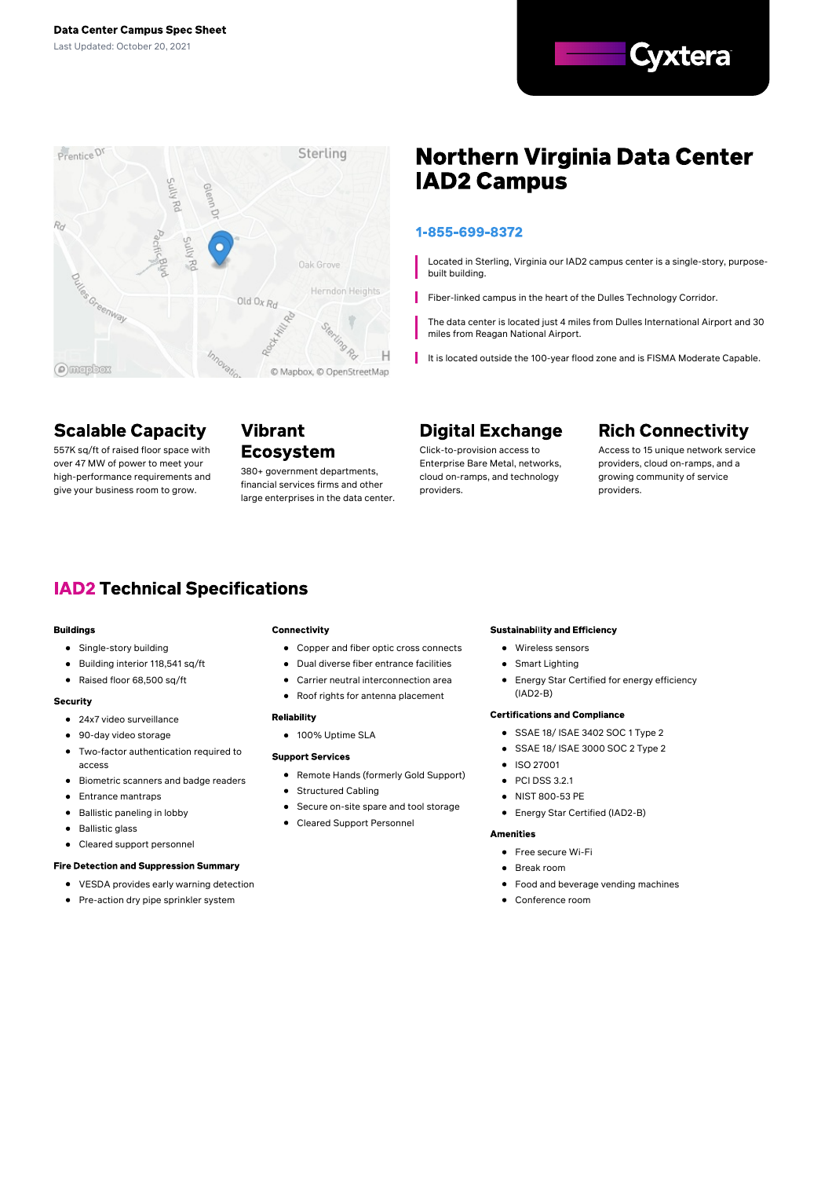**Data Center Campus Spec Sheet**

Last Updated: October 20, 2021

Cyxtera

# Northern Virginia Data Center IAD2 Campus

**1-855-699-8372**

- Located in Sterling, Virginia our IAD2 campus center is a single-story, purpose-built building.
- Fiber-linked campus in the heart of the Dulles Technology Corridor.
- The data center is located just 4 miles from Dulles International Airport and 30 miles from Reagan National Airport.
- It is located outside the 100-year flood zone and is FISMA Moderate Capable.

## Scalable Capacity

557K sq/ft of raised floor space with over 47 MW of power to meet your high-performance requirements and give your business room to grow.

## Vibrant Ecosystem

380+ government departments, financial services firms and other large enterprises in the data center.

## Digital Exchange

Click-to-provision access to Enterprise Bare Metal, networks, cloud on-ramps, and technology providers.

## Rich Connectivity

Access to 15 unique network service providers, cloud on-ramps, and a growing community of service providers.

## IAD2 Technical Specifications

#### Buildings

- Single-story building
- Building interior 118,541 sq/ft
- Raised floor 68,500 sq/ft

#### Security

- 24x7 video surveillance
- 90-day video storage
- Two-factor authentication required to access
- Biometric scanners and badge readers
- Entrance mantraps
- Ballistic paneling in lobby
- Ballistic glass
- Cleared support personnel

#### Fire Detection and Suppression Summary

- VESDA provides early warning detection
- Pre-action dry pipe sprinkler system

#### Connectivity

- Copper and fiber optic cross connects
- Dual diverse fiber entrance facilities
- Carrier neutral interconnection area
- Roof rights for antenna placement

#### Reliability

- 100% Uptime SLA

#### Support Services

- Remote Hands (formerly Gold Support)
- Structured Cabling
- Secure on-site spare and tool storage
- Cleared Support Personnel

#### Sustainability and Efficiency

- Wireless sensors
- Smart Lighting
- Energy Star Certified for energy efficiency (IAD2-B)

#### Certifications and Compliance

- SSAE 18/ ISAE 3402 SOC 1 Type 2
- SSAE 18/ ISAE 3000 SOC 2 Type 2
- ISO 27001
- PCI DSS 3.2.1
- NIST 800-53 PE
- Energy Star Certified (IAD2-B)

#### Amenities

- Free secure Wi-Fi
- Break room
- Food and beverage vending machines
- Conference room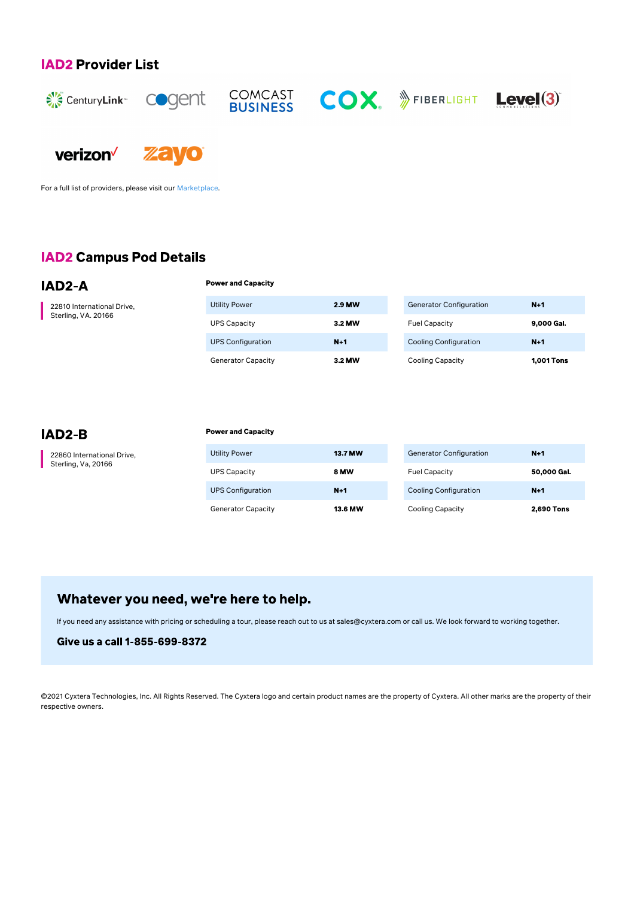## IAD2 Provider List

CenturyLink, cogent, COMCAST BUSINESS, COX, FIBERLIGHT, Level(3), verizon, zayo

For a full list of providers, please visit our Marketplace.

## IAD2 Campus Pod Details

### IAD2-A

22810 International Drive,
Sterling, VA. 20166

**Power and Capacity**

| | | | |
|---|---|---|---|
| Utility Power | **2.9 MW** | Generator Configuration | **N+1** |
| UPS Capacity | **3.2 MW** | Fuel Capacity | **9,000 Gal.** |
| UPS Configuration | **N+1** | Cooling Configuration | **N+1** |
| Generator Capacity | **3.2 MW** | Cooling Capacity | **1,001 Tons** |

### IAD2-B

22860 International Drive,
Sterling, Va, 20166

**Power and Capacity**

| | | | |
|---|---|---|---|
| Utility Power | **13.7 MW** | Generator Configuration | **N+1** |
| UPS Capacity | **8 MW** | Fuel Capacity | **50,000 Gal.** |
| UPS Configuration | **N+1** | Cooling Configuration | **N+1** |
| Generator Capacity | **13.6 MW** | Cooling Capacity | **2,690 Tons** |

## Whatever you need, we're here to help.

If you need any assistance with pricing or scheduling a tour, please reach out to us at sales@cyxtera.com or call us. We look forward to working together.

**Give us a call 1-855-699-8372**

©2021 Cyxtera Technologies, Inc. All Rights Reserved. The Cyxtera logo and certain product names are the property of Cyxtera. All other marks are the property of their respective owners.